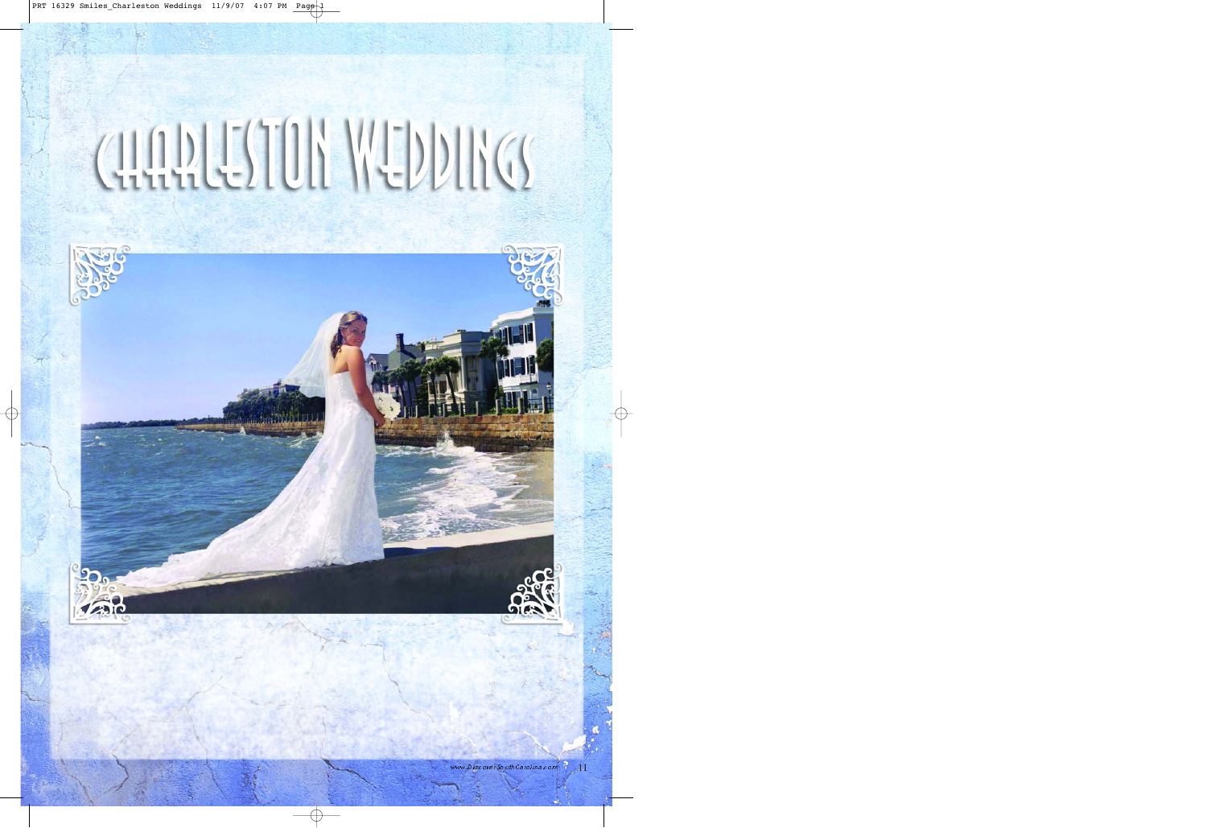# CHARLESTON WEDDINGS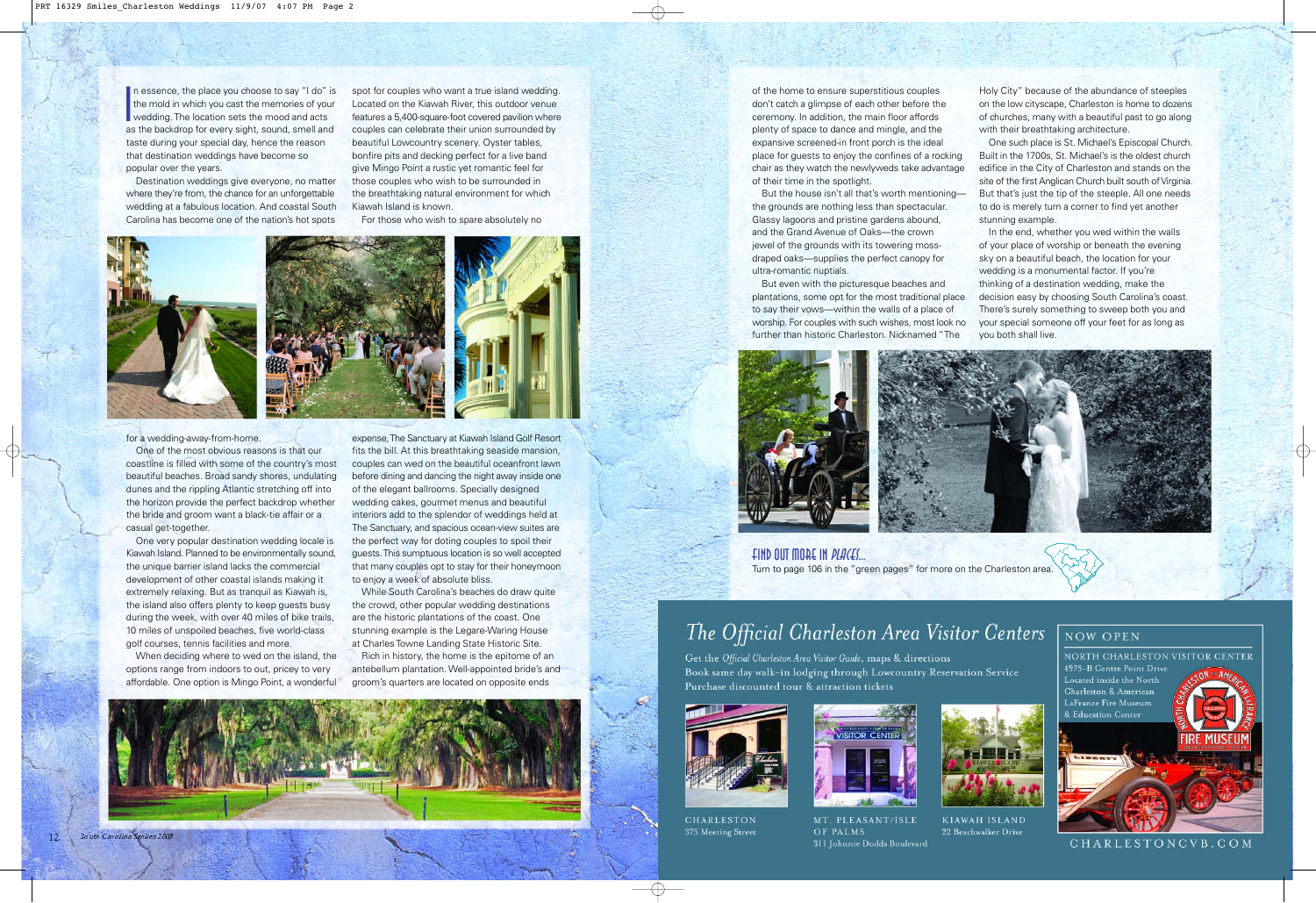In essence, the place you choose to say "I do" is the mold in which you cast the memories of your wedding. The location sets the mood and acts as the backdrop for every sight, sound, smell and taste during your special day, hence the reason that destination weddings have become so popular over the years.

Destination weddings give everyone, no matter where they're from, the chance for an unforgettable wedding at a fabulous location. And coastal South Carolina has become one of the nation's hot spots for a wedding-away-from-home.

One of the most obvious reasons is that our coastline is filled with some of the country's most beautiful beaches. Broad sandy shores, undulating dunes and the rippling Atlantic stretching off into the horizon provide the perfect backdrop whether the bride and groom want a black-tie affair or a casual get-together.

One very popular destination wedding locale is Kiawah Island. Planned to be environmentally sound, the unique barrier island lacks the commercial development of other coastal islands making it extremely relaxing. But as tranquil as Kiawah is, the island also offers plenty to keep guests busy during the week, with over 40 miles of bike trails, 10 miles of unspoiled beaches, five world-class golf courses, tennis facilities and more.

When deciding where to wed on the island, the options range from indoors to out, pricey to very affordable. One option is Mingo Point, a wonderful spot for couples who want a true island wedding. Located on the Kiawah River, this outdoor venue features a 5,400-square-foot covered pavilion where couples can celebrate their union surrounded by beautiful Lowcountry scenery. Oyster tables, bonfire pits and decking perfect for a live band give Mingo Point a rustic yet romantic feel for those couples who wish to be surrounded in the breathtaking natural environment for which Kiawah Island is known.

For those who wish to spare absolutely no expense, The Sanctuary at Kiawah Island Golf Resort fits the bill. At this breathtaking seaside mansion, couples can wed on the beautiful oceanfront lawn before dining and dancing the night away inside one of the elegant ballrooms. Specially designed wedding cakes, gourmet menus and beautiful interiors add to the splendor of weddings held at The Sanctuary, and spacious ocean-view suites are the perfect way for doting couples to spoil their guests. This sumptuous location is so well accepted that many couples opt to stay for their honeymoon to enjoy a week of absolute bliss.

While South Carolina's beaches do draw quite the crowd, other popular wedding destinations are the historic plantations of the coast. One stunning example is the Legare-Waring House at Charles Towne Landing State Historic Site.

Rich in history, the home is the epitome of an antebellum plantation. Well-appointed bride's and groom's quarters are located on opposite ends of the home to ensure superstitious couples don't catch a glimpse of each other before the ceremony. In addition, the main floor affords plenty of space to dance and mingle, and the expansive screened-in front porch is the ideal place for guests to enjoy the confines of a rocking chair as they watch the newlyweds take advantage of their time in the spotlight.

But the house isn't all that's worth mentioning—the grounds are nothing less than spectacular. Glassy lagoons and pristine gardens abound, and the Grand Avenue of Oaks—the crown jewel of the grounds with its towering moss-draped oaks—supplies the perfect canopy for ultra-romantic nuptials.

But even with the picturesque beaches and plantations, some opt for the most traditional place to say their vows—within the walls of a place of worship. For couples with such wishes, most look no further than historic Charleston. Nicknamed "The Holy City" because of the abundance of steeples on the low cityscape, Charleston is home to dozens of churches, many with a beautiful past to go along with their breathtaking architecture.

One such place is St. Michael's Episcopal Church. Built in the 1700s, St. Michael's is the oldest church edifice in the City of Charleston and stands on the site of the first Anglican Church built south of Virginia. But that's just the tip of the steeple. All one needs to do is merely turn a corner to find yet another stunning example.

In the end, whether you wed within the walls of your place of worship or beneath the evening sky on a beautiful beach, the location for your wedding is a monumental factor. If you're thinking of a destination wedding, make the decision easy by choosing South Carolina's coast. There's surely something to sweep both you and your special someone off your feet for as long as you both shall live.

**FIND OUT MORE IN *PLACES*...**
Turn to page 106 in the "green pages" for more on the Charleston area.

## *The Official Charleston Area Visitor Centers*

Get the *Official Charleston Area Visitor Guide*, maps & directions
Book same day walk-in lodging through Lowcountry Reservation Service
Purchase discounted tour & attraction tickets

CHARLESTON
375 Meeting Street

MT. PLEASANT/ISLE OF PALMS
311 Johnnie Dodds Boulevard

KIAWAH ISLAND
22 Beachwalker Drive

NOW OPEN
NORTH CHARLESTON VISITOR CENTER
4975-B Centre Point Drive
Located inside the North Charleston & American LaFrance Fire Museum & Education Center

CHARLESTONCVB.COM